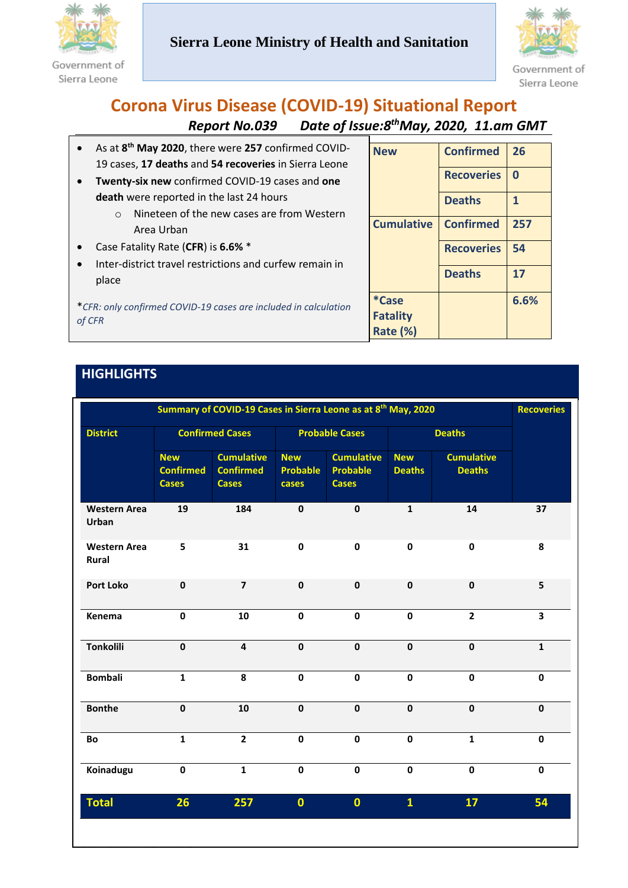Government of Sierra Leone

**Sierra Leone Ministry of Health and Sanitation**

Government of Sierra Leone

# Corona Virus Disease (COVID-19) Situational Report

***Report No.039 Date of Issue:8th May, 2020, 11.am GMT***

- As at **8th May 2020**, there were **257** confirmed COVID-19 cases, **17 deaths** and **54 recoveries** in Sierra Leone
- **Twenty-six new** confirmed COVID-19 cases and **one death** were reported in the last 24 hours
  - Nineteen of the new cases are from Western Area Urban
- Case Fatality Rate (**CFR**) is **6.6%** *
- Inter-district travel restrictions and curfew remain in place

**CFR: only confirmed COVID-19 cases are included in calculation of CFR*

| | | |
|---|---|---|
| **New** | **Confirmed** | **26** |
| | **Recoveries** | **0** |
| | **Deaths** | **1** |
| **Cumulative** | **Confirmed** | **257** |
| | **Recoveries** | **54** |
| | **Deaths** | **17** |
| ***Case Fatality Rate (%)** | | **6.6%** |

## HIGHLIGHTS

**Summary of COVID-19 Cases in Sierra Leone as at 8th May, 2020**

| District | Confirmed Cases | | Probable Cases | | Deaths | | Recoveries |
|---|---|---|---|---|---|---|---|
| | New Confirmed Cases | Cumulative Confirmed Cases | New Probable cases | Cumulative Probable Cases | New Deaths | Cumulative Deaths | |
| Western Area Urban | 19 | 184 | 0 | 0 | 1 | 14 | 37 |
| Western Area Rural | 5 | 31 | 0 | 0 | 0 | 0 | 8 |
| Port Loko | 0 | 7 | 0 | 0 | 0 | 0 | 5 |
| Kenema | 0 | 10 | 0 | 0 | 0 | 2 | 3 |
| Tonkolili | 0 | 4 | 0 | 0 | 0 | 0 | 1 |
| Bombali | 1 | 8 | 0 | 0 | 0 | 0 | 0 |
| Bonthe | 0 | 10 | 0 | 0 | 0 | 0 | 0 |
| Bo | 1 | 2 | 0 | 0 | 0 | 1 | 0 |
| Koinadugu | 0 | 1 | 0 | 0 | 0 | 0 | 0 |
| **Total** | **26** | **257** | **0** | **0** | **1** | **17** | **54** |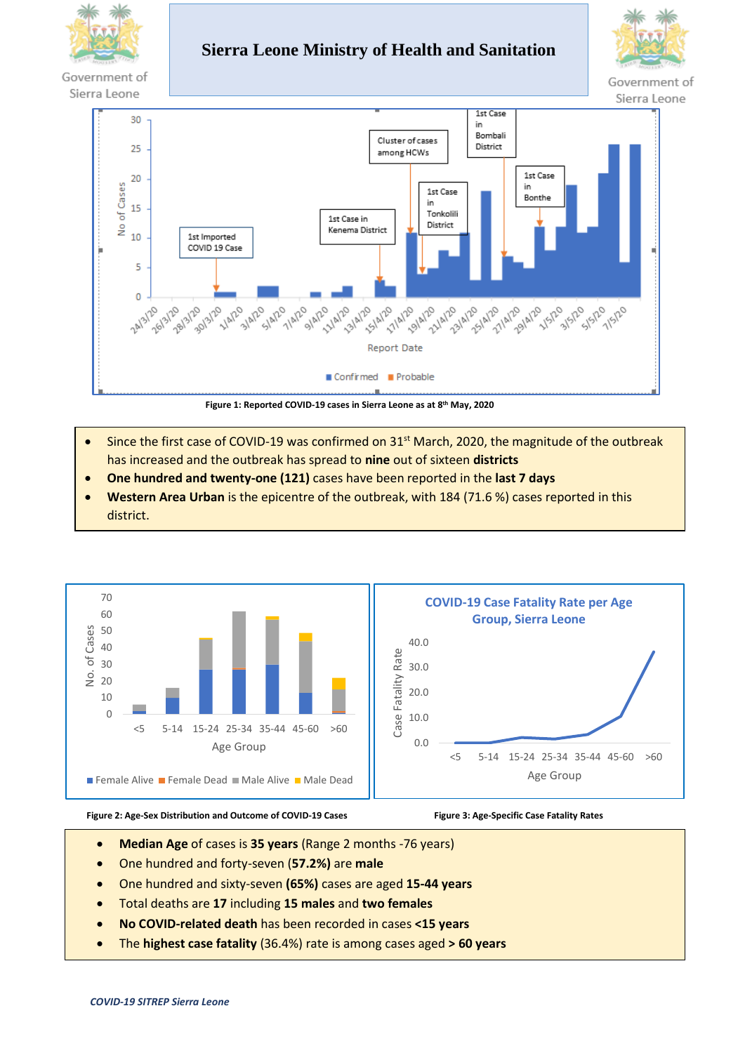# Sierra Leone Ministry of Health and Sanitation

Figure 1: Reported COVID-19 cases in Sierra Leone as at 8th May, 2020

- Since the first case of COVID-19 was confirmed on 31st March, 2020, the magnitude of the outbreak has increased and the outbreak has spread to **nine** out of sixteen **districts**
- **One hundred and twenty-one (121)** cases have been reported in the **last 7 days**
- **Western Area Urban** is the epicentre of the outbreak, with 184 (71.6 %) cases reported in this district.

Figure 2: Age-Sex Distribution and Outcome of COVID-19 Cases

Figure 3: Age-Specific Case Fatality Rates

- **Median Age** of cases is **35 years** (Range 2 months -76 years)
- One hundred and forty-seven **(57.2%)** are **male**
- One hundred and sixty-seven **(65%)** cases are aged **15-44 years**
- Total deaths are **17** including **15 males** and **two females**
- **No COVID-related death** has been recorded in cases **<15 years**
- The **highest case fatality** (36.4%) rate is among cases aged **> 60 years**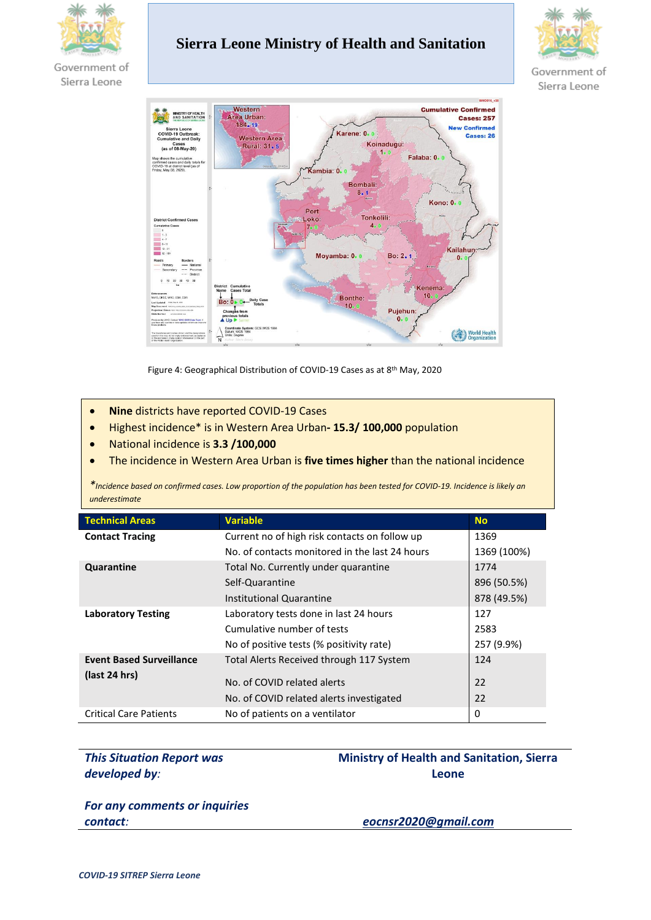# Sierra Leone Ministry of Health and Sanitation

Government of Sierra Leone

Western Area Urban: 184 ▲ 19
Western Area Rural: 31 ▲ 5
Karene: 0 ● 0
Koinadugu: 1 ● 0
Falaba: 0 ● 0
Kambia: 0 ● 0
Bombali: 8 ▲ 1
Kono: 0 ● 0
Port Loko: 7 ● 0
Tonkolili: 4 ● 0
Moyamba: 0 ● 0
Bo: 2 ▲ 1
Kailahun: 0 ● 0
Kenema: 10 ● 0
Bonthe: 10 ● 0
Pujehun: 0 ● 0
Cumulative Confirmed Cases: 257
New Confirmed Cases: 26

Figure 4: Geographical Distribution of COVID-19 Cases as at 8th May, 2020

- **Nine** districts have reported COVID-19 Cases
- Highest incidence* is in Western Area Urban**- 15.3/ 100,000** population
- National incidence is **3.3 /100,000**
- The incidence in Western Area Urban is **five times higher** than the national incidence

**Incidence based on confirmed cases. Low proportion of the population has been tested for COVID-19. Incidence is likely an underestimate*

| Technical Areas | Variable | No |
|---|---|---|
| **Contact Tracing** | Current no of high risk contacts on follow up | 1369 |
| | No. of contacts monitored in the last 24 hours | 1369 (100%) |
| **Quarantine** | Total No. Currently under quarantine | 1774 |
| | Self-Quarantine | 896 (50.5%) |
| | Institutional Quarantine | 878 (49.5%) |
| **Laboratory Testing** | Laboratory tests done in last 24 hours | 127 |
| | Cumulative number of tests | 2583 |
| | No of positive tests (% positivity rate) | 257 (9.9%) |
| **Event Based Surveillance (last 24 hrs)** | Total Alerts Received through 117 System | 124 |
| | No. of COVID related alerts | 22 |
| | No. of COVID related alerts investigated | 22 |
| Critical Care Patients | No of patients on a ventilator | 0 |

| | |
|---|---|
| ***This Situation Report was developed by:*** | **Ministry of Health and Sanitation, Sierra Leone** |
| ***For any comments or inquiries contact:*** | ***eocnsr2020@gmail.com*** |